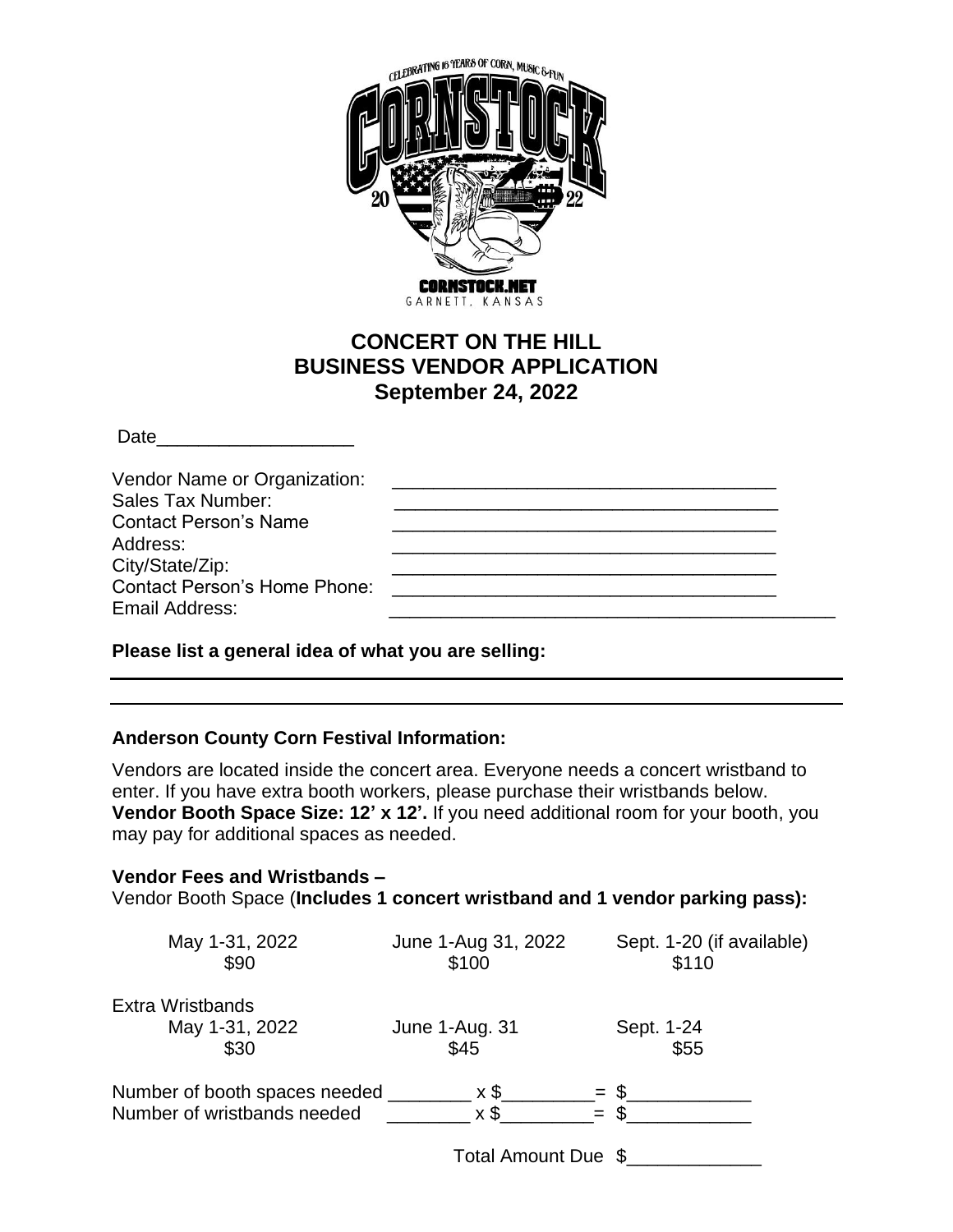CELEBRATING 16 YEARS OF CORN, MUSIC & FUN

CORNSTOCK

2022

CORNSTOCK.NET
GARNETT, KANSAS

# CONCERT ON THE HILL
# BUSINESS VENDOR APPLICATION
# September 24, 2022

Date___________________

Vendor Name or Organization: _____________________________________
Sales Tax Number: _____________________________________
Contact Person's Name _____________________________________
Address: _____________________________________
City/State/Zip: _____________________________________
Contact Person's Home Phone: _____________________________________
Email Address: _____________________________________________

**Please list a general idea of what you are selling:**

___________________________________________________________________

___________________________________________________________________

**Anderson County Corn Festival Information:**

Vendors are located inside the concert area. Everyone needs a concert wristband to enter. If you have extra booth workers, please purchase their wristbands below. **Vendor Booth Space Size: 12' x 12'.** If you need additional room for your booth, you may pay for additional spaces as needed.

**Vendor Fees and Wristbands –**
Vendor Booth Space (**Includes 1 concert wristband and 1 vendor parking pass):**

| May 1-31, 2022 | June 1-Aug 31, 2022 | Sept. 1-20 (if available) |
|---|---|---|
| $90 | $100 | $110 |

Extra Wristbands

| May 1-31, 2022 | June 1-Aug. 31 | Sept. 1-24 |
|---|---|---|
| $30 | $45 | $55 |

Number of booth spaces needed ________ x $_________= $____________
Number of wristbands needed ________ x $_________= $____________

Total Amount Due $_____________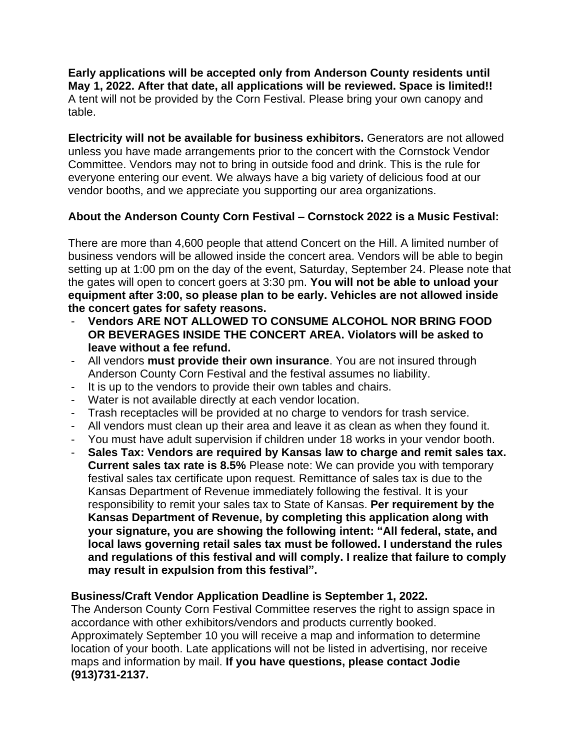**Early applications will be accepted only from Anderson County residents until May 1, 2022. After that date, all applications will be reviewed. Space is limited!!** A tent will not be provided by the Corn Festival. Please bring your own canopy and table.

**Electricity will not be available for business exhibitors.** Generators are not allowed unless you have made arrangements prior to the concert with the Cornstock Vendor Committee. Vendors may not to bring in outside food and drink. This is the rule for everyone entering our event. We always have a big variety of delicious food at our vendor booths, and we appreciate you supporting our area organizations.

**About the Anderson County Corn Festival – Cornstock 2022 is a Music Festival:**

There are more than 4,600 people that attend Concert on the Hill. A limited number of business vendors will be allowed inside the concert area. Vendors will be able to begin setting up at 1:00 pm on the day of the event, Saturday, September 24. Please note that the gates will open to concert goers at 3:30 pm. **You will not be able to unload your equipment after 3:00, so please plan to be early. Vehicles are not allowed inside the concert gates for safety reasons.**

- **Vendors ARE NOT ALLOWED TO CONSUME ALCOHOL NOR BRING FOOD OR BEVERAGES INSIDE THE CONCERT AREA. Violators will be asked to leave without a fee refund.**
- All vendors **must provide their own insurance**. You are not insured through Anderson County Corn Festival and the festival assumes no liability.
- It is up to the vendors to provide their own tables and chairs.
- Water is not available directly at each vendor location.
- Trash receptacles will be provided at no charge to vendors for trash service.
- All vendors must clean up their area and leave it as clean as when they found it.
- You must have adult supervision if children under 18 works in your vendor booth.
- **Sales Tax: Vendors are required by Kansas law to charge and remit sales tax. Current sales tax rate is 8.5%** Please note: We can provide you with temporary festival sales tax certificate upon request. Remittance of sales tax is due to the Kansas Department of Revenue immediately following the festival. It is your responsibility to remit your sales tax to State of Kansas. **Per requirement by the Kansas Department of Revenue, by completing this application along with your signature, you are showing the following intent: "All federal, state, and local laws governing retail sales tax must be followed. I understand the rules and regulations of this festival and will comply. I realize that failure to comply may result in expulsion from this festival".**

**Business/Craft Vendor Application Deadline is September 1, 2022.**
The Anderson County Corn Festival Committee reserves the right to assign space in accordance with other exhibitors/vendors and products currently booked. Approximately September 10 you will receive a map and information to determine location of your booth. Late applications will not be listed in advertising, nor receive maps and information by mail. **If you have questions, please contact Jodie (913)731-2137.**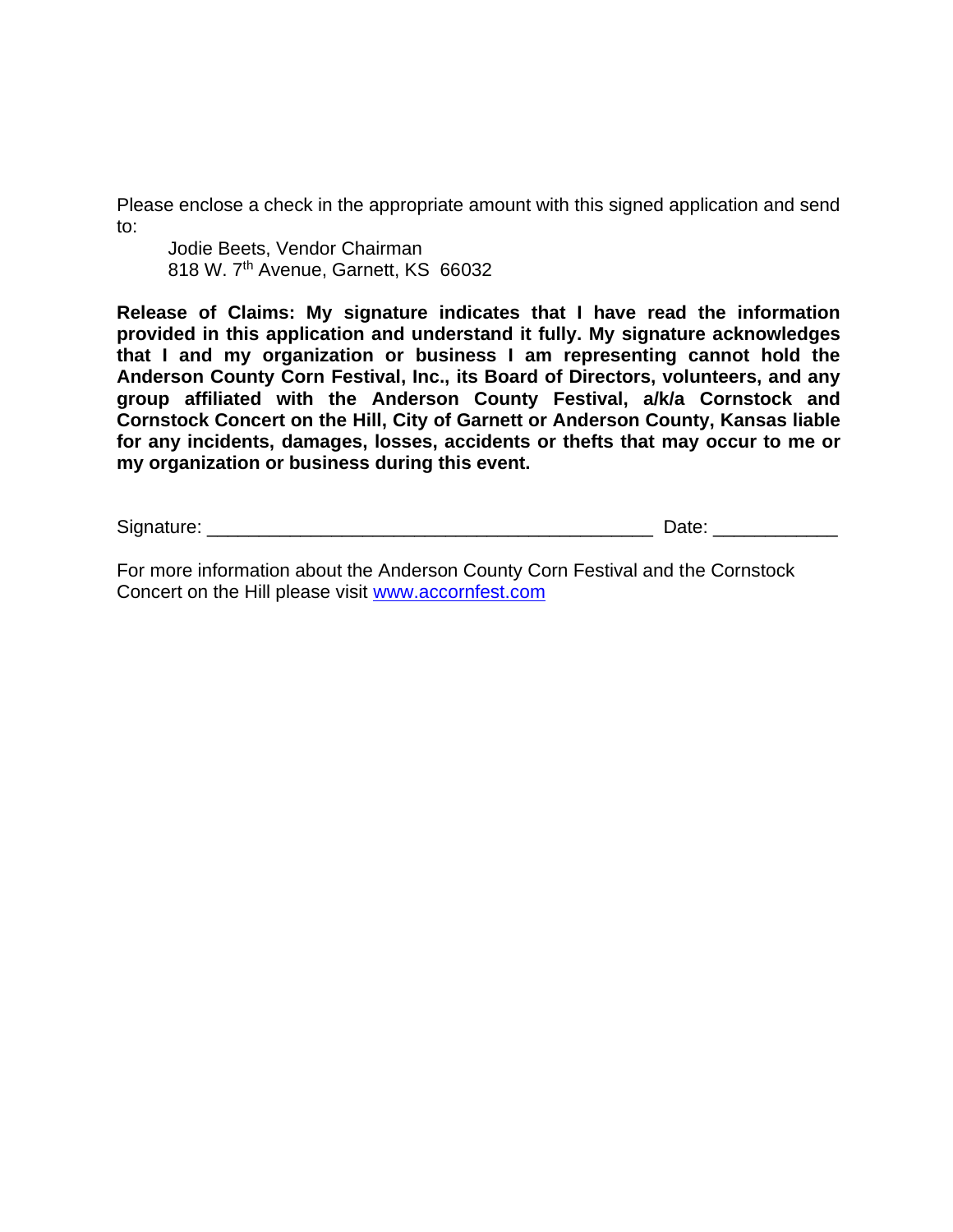Please enclose a check in the appropriate amount with this signed application and send to:

Jodie Beets, Vendor Chairman
818 W. 7th Avenue, Garnett, KS 66032

**Release of Claims: My signature indicates that I have read the information provided in this application and understand it fully. My signature acknowledges that I and my organization or business I am representing cannot hold the Anderson County Corn Festival, Inc., its Board of Directors, volunteers, and any group affiliated with the Anderson County Festival, a/k/a Cornstock and Cornstock Concert on the Hill, City of Garnett or Anderson County, Kansas liable for any incidents, damages, losses, accidents or thefts that may occur to me or my organization or business during this event.**

Signature: ________________________________________ Date: ___________

For more information about the Anderson County Corn Festival and the Cornstock Concert on the Hill please visit [www.accornfest.com](http://www.accornfest.com)